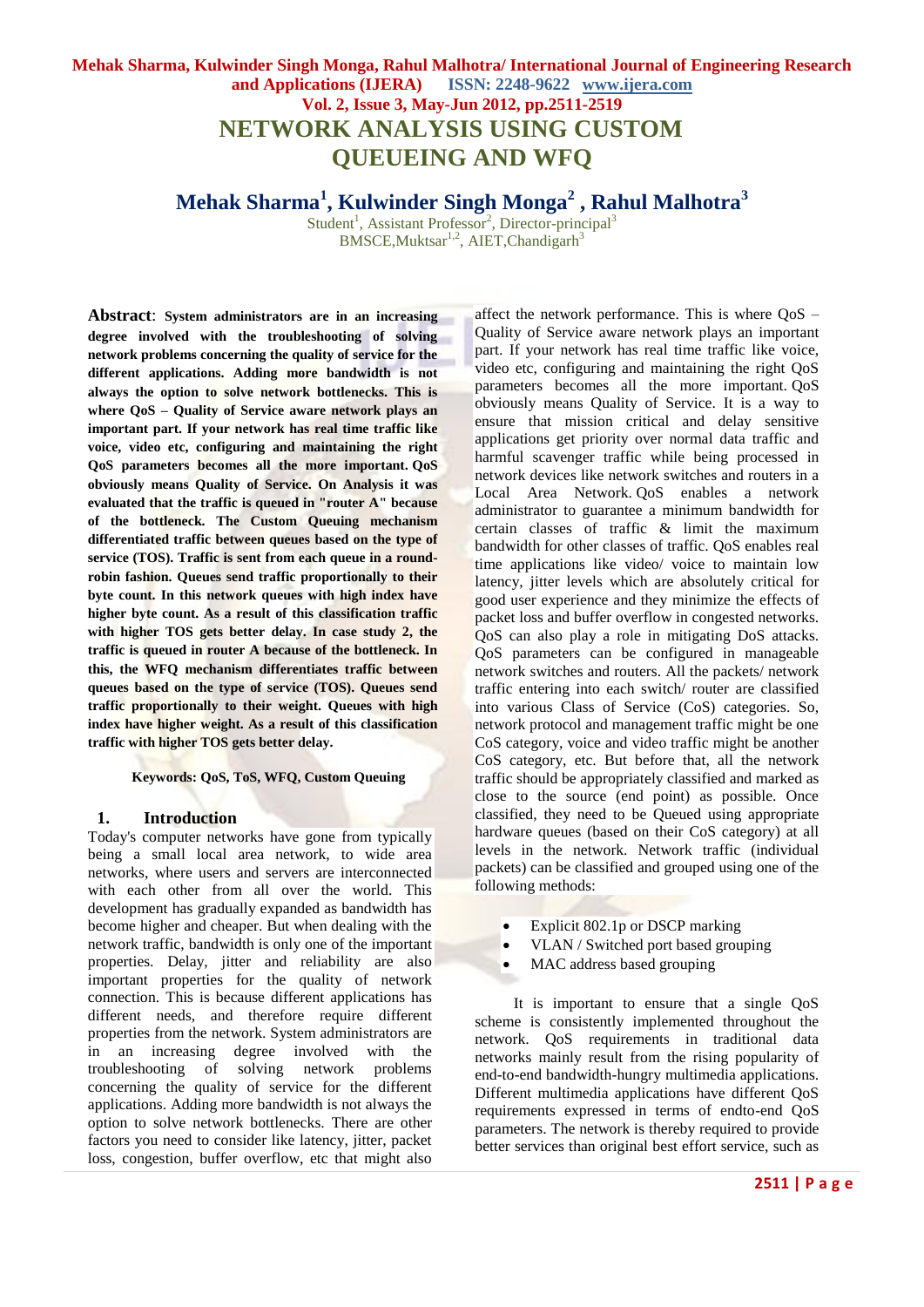# NETWORK ANALYSIS USING CUSTOM QUEUEING AND WFQ

**Mehak Sharma[1], Kulwinder Singh Monga[2] , Rahul Malhotra[3]**

Student[1], Assistant Professor[2], Director-principal[3]
BMSCE,Muktsar[1,2], AIET,Chandigarh[3]

**Abstract**: **System administrators are in an increasing degree involved with the troubleshooting of solving network problems concerning the quality of service for the different applications. Adding more bandwidth is not always the option to solve network bottlenecks. This is where QoS – Quality of Service aware network plays an important part. If your network has real time traffic like voice, video etc, configuring and maintaining the right QoS parameters becomes all the more important. QoS obviously means Quality of Service. On Analysis it was evaluated that the traffic is queued in "router A" because of the bottleneck. The Custom Queuing mechanism differentiated traffic between queues based on the type of service (TOS). Traffic is sent from each queue in a round-robin fashion. Queues send traffic proportionally to their byte count. In this network queues with high index have higher byte count. As a result of this classification traffic with higher TOS gets better delay. In case study 2, the traffic is queued in router A because of the bottleneck. In this, the WFQ mechanism differentiates traffic between queues based on the type of service (TOS). Queues send traffic proportionally to their weight. Queues with high index have higher weight. As a result of this classification traffic with higher TOS gets better delay.**

**Keywords: QoS, ToS, WFQ, Custom Queuing**

## 1. Introduction

Today's computer networks have gone from typically being a small local area network, to wide area networks, where users and servers are interconnected with each other from all over the world. This development has gradually expanded as bandwidth has become higher and cheaper. But when dealing with the network traffic, bandwidth is only one of the important properties. Delay, jitter and reliability are also important properties for the quality of network connection. This is because different applications has different needs, and therefore require different properties from the network. System administrators are in an increasing degree involved with the troubleshooting of solving network problems concerning the quality of service for the different applications. Adding more bandwidth is not always the option to solve network bottlenecks. There are other factors you need to consider like latency, jitter, packet loss, congestion, buffer overflow, etc that might also affect the network performance. This is where QoS – Quality of Service aware network plays an important part. If your network has real time traffic like voice, video etc, configuring and maintaining the right QoS parameters becomes all the more important. QoS obviously means Quality of Service. It is a way to ensure that mission critical and delay sensitive applications get priority over normal data traffic and harmful scavenger traffic while being processed in network devices like network switches and routers in a Local Area Network. QoS enables a network administrator to guarantee a minimum bandwidth for certain classes of traffic & limit the maximum bandwidth for other classes of traffic. QoS enables real time applications like video/ voice to maintain low latency, jitter levels which are absolutely critical for good user experience and they minimize the effects of packet loss and buffer overflow in congested networks. QoS can also play a role in mitigating DoS attacks. QoS parameters can be configured in manageable network switches and routers. All the packets/ network traffic entering into each switch/ router are classified into various Class of Service (CoS) categories. So, network protocol and management traffic might be one CoS category, voice and video traffic might be another CoS category, etc. But before that, all the network traffic should be appropriately classified and marked as close to the source (end point) as possible. Once classified, they need to be Queued using appropriate hardware queues (based on their CoS category) at all levels in the network. Network traffic (individual packets) can be classified and grouped using one of the following methods:

- Explicit 802.1p or DSCP marking
- VLAN / Switched port based grouping
- MAC address based grouping

It is important to ensure that a single QoS scheme is consistently implemented throughout the network. QoS requirements in traditional data networks mainly result from the rising popularity of end-to-end bandwidth-hungry multimedia applications. Different multimedia applications have different QoS requirements expressed in terms of endto-end QoS parameters. The network is thereby required to provide better services than original best effort service, such as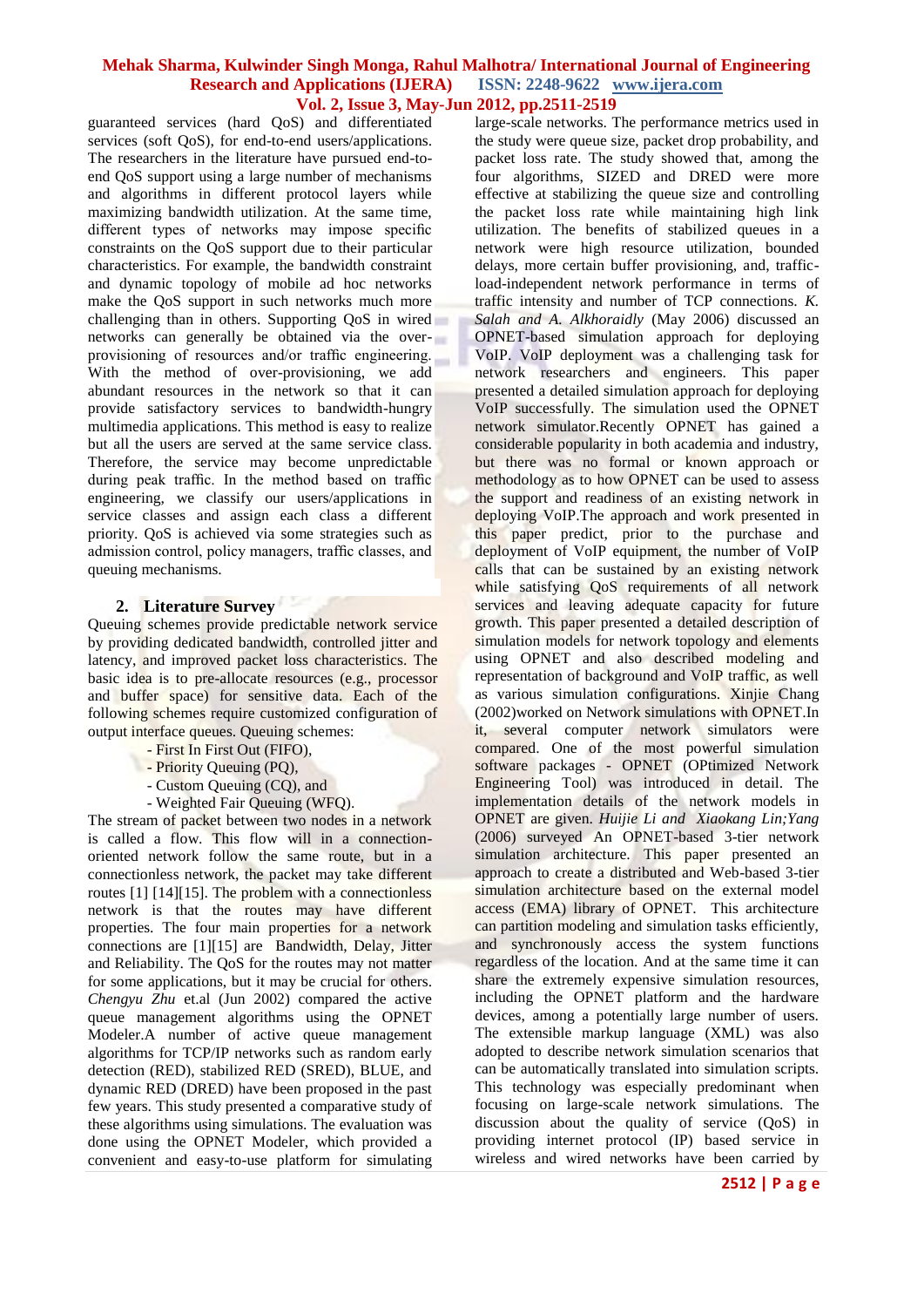guaranteed services (hard QoS) and differentiated services (soft QoS), for end-to-end users/applications. The researchers in the literature have pursued end-to-end QoS support using a large number of mechanisms and algorithms in different protocol layers while maximizing bandwidth utilization. At the same time, different types of networks may impose specific constraints on the QoS support due to their particular characteristics. For example, the bandwidth constraint and dynamic topology of mobile ad hoc networks make the QoS support in such networks much more challenging than in others. Supporting QoS in wired networks can generally be obtained via the over-provisioning of resources and/or traffic engineering. With the method of over-provisioning, we add abundant resources in the network so that it can provide satisfactory services to bandwidth-hungry multimedia applications. This method is easy to realize but all the users are served at the same service class. Therefore, the service may become unpredictable during peak traffic. In the method based on traffic engineering, we classify our users/applications in service classes and assign each class a different priority. QoS is achieved via some strategies such as admission control, policy managers, traffic classes, and queuing mechanisms.

## 2. Literature Survey

Queuing schemes provide predictable network service by providing dedicated bandwidth, controlled jitter and latency, and improved packet loss characteristics. The basic idea is to pre-allocate resources (e.g., processor and buffer space) for sensitive data. Each of the following schemes require customized configuration of output interface queues. Queuing schemes:

- First In First Out (FIFO),
- Priority Queuing (PQ),
- Custom Queuing (CQ), and
- Weighted Fair Queuing (WFQ).

The stream of packet between two nodes in a network is called a flow. This flow will in a connection-oriented network follow the same route, but in a connectionless network, the packet may take different routes [1] [14][15]. The problem with a connectionless network is that the routes may have different properties. The four main properties for a network connections are [1][15] are Bandwidth, Delay, Jitter and Reliability. The QoS for the routes may not matter for some applications, but it may be crucial for others. *Chengyu Zhu* et.al (Jun 2002) compared the active queue management algorithms using the OPNET Modeler.A number of active queue management algorithms for TCP/IP networks such as random early detection (RED), stabilized RED (SRED), BLUE, and dynamic RED (DRED) have been proposed in the past few years. This study presented a comparative study of these algorithms using simulations. The evaluation was done using the OPNET Modeler, which provided a convenient and easy-to-use platform for simulating large-scale networks. The performance metrics used in the study were queue size, packet drop probability, and packet loss rate. The study showed that, among the four algorithms, SIZED and DRED were more effective at stabilizing the queue size and controlling the packet loss rate while maintaining high link utilization. The benefits of stabilized queues in a network were high resource utilization, bounded delays, more certain buffer provisioning, and, traffic-load-independent network performance in terms of traffic intensity and number of TCP connections. *K. Salah and A. Alkhoraidly* (May 2006) discussed an OPNET-based simulation approach for deploying VoIP. VoIP deployment was a challenging task for network researchers and engineers. This paper presented a detailed simulation approach for deploying VoIP successfully. The simulation used the OPNET network simulator.Recently OPNET has gained a considerable popularity in both academia and industry, but there was no formal or known approach or methodology as to how OPNET can be used to assess the support and readiness of an existing network in deploying VoIP.The approach and work presented in this paper predict, prior to the purchase and deployment of VoIP equipment, the number of VoIP calls that can be sustained by an existing network while satisfying QoS requirements of all network services and leaving adequate capacity for future growth. This paper presented a detailed description of simulation models for network topology and elements using OPNET and also described modeling and representation of background and VoIP traffic, as well as various simulation configurations. Xinjie Chang (2002)worked on Network simulations with OPNET.In it, several computer network simulators were compared. One of the most powerful simulation software packages - OPNET (OPtimized Network Engineering Tool) was introduced in detail. The implementation details of the network models in OPNET are given. *Huijie Li and Xiaokang Lin;Yang* (2006) surveyed An OPNET-based 3-tier network simulation architecture. This paper presented an approach to create a distributed and Web-based 3-tier simulation architecture based on the external model access (EMA) library of OPNET. This architecture can partition modeling and simulation tasks efficiently, and synchronously access the system functions regardless of the location. And at the same time it can share the extremely expensive simulation resources, including the OPNET platform and the hardware devices, among a potentially large number of users. The extensible markup language (XML) was also adopted to describe network simulation scenarios that can be automatically translated into simulation scripts. This technology was especially predominant when focusing on large-scale network simulations. The discussion about the quality of service (QoS) in providing internet protocol (IP) based service in wireless and wired networks have been carried by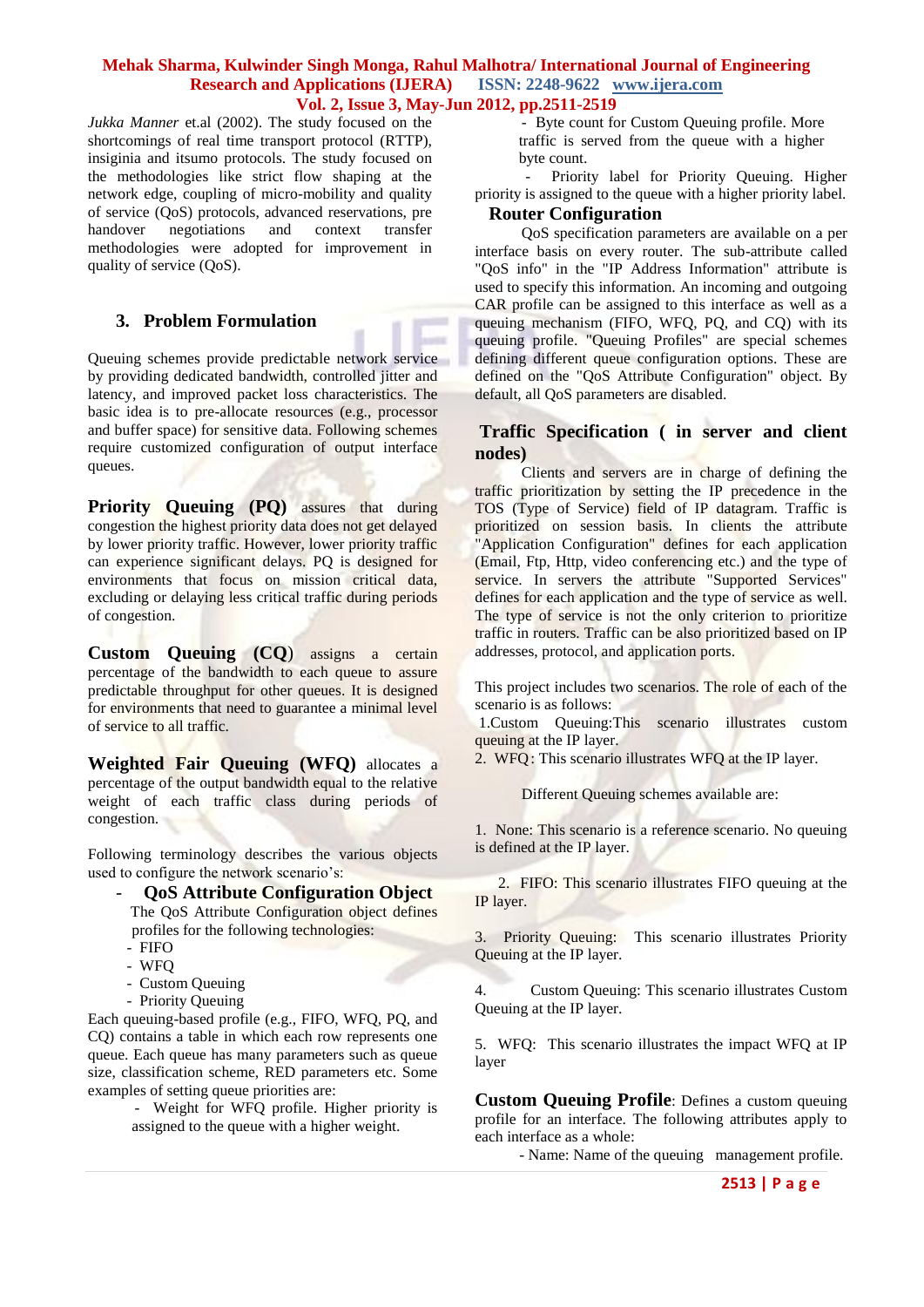*Jukka Manner* et.al (2002). The study focused on the shortcomings of real time transport protocol (RTTP), insiginia and itsumo protocols. The study focused on the methodologies like strict flow shaping at the network edge, coupling of micro-mobility and quality of service (QoS) protocols, advanced reservations, pre handover negotiations and context transfer methodologies were adopted for improvement in quality of service (QoS).

## 3. Problem Formulation

Queuing schemes provide predictable network service by providing dedicated bandwidth, controlled jitter and latency, and improved packet loss characteristics. The basic idea is to pre-allocate resources (e.g., processor and buffer space) for sensitive data. Following schemes require customized configuration of output interface queues.

**Priority Queuing (PQ)** assures that during congestion the highest priority data does not get delayed by lower priority traffic. However, lower priority traffic can experience significant delays. PQ is designed for environments that focus on mission critical data, excluding or delaying less critical traffic during periods of congestion.

**Custom Queuing (CQ**) assigns a certain percentage of the bandwidth to each queue to assure predictable throughput for other queues. It is designed for environments that need to guarantee a minimal level of service to all traffic.

**Weighted Fair Queuing (WFQ)** allocates a percentage of the output bandwidth equal to the relative weight of each traffic class during periods of congestion.

Following terminology describes the various objects used to configure the network scenario's:

- **QoS Attribute Configuration Object**
  The QoS Attribute Configuration object defines profiles for the following technologies:
  - FIFO
  - WFQ
  - Custom Queuing
  - Priority Queuing

Each queuing-based profile (e.g., FIFO, WFQ, PQ, and CQ) contains a table in which each row represents one queue. Each queue has many parameters such as queue size, classification scheme, RED parameters etc. Some examples of setting queue priorities are:

- Weight for WFQ profile. Higher priority is assigned to the queue with a higher weight.
- Byte count for Custom Queuing profile. More traffic is served from the queue with a higher byte count.
- Priority label for Priority Queuing. Higher priority is assigned to the queue with a higher priority label.

### Router Configuration

QoS specification parameters are available on a per interface basis on every router. The sub-attribute called "QoS info" in the "IP Address Information" attribute is used to specify this information. An incoming and outgoing CAR profile can be assigned to this interface as well as a queuing mechanism (FIFO, WFQ, PQ, and CQ) with its queuing profile. "Queuing Profiles" are special schemes defining different queue configuration options. These are defined on the "QoS Attribute Configuration" object. By default, all QoS parameters are disabled.

### Traffic Specification ( in server and client nodes)

Clients and servers are in charge of defining the traffic prioritization by setting the IP precedence in the TOS (Type of Service) field of IP datagram. Traffic is prioritized on session basis. In clients the attribute "Application Configuration" defines for each application (Email, Ftp, Http, video conferencing etc.) and the type of service. In servers the attribute "Supported Services" defines for each application and the type of service as well. The type of service is not the only criterion to prioritize traffic in routers. Traffic can be also prioritized based on IP addresses, protocol, and application ports.

This project includes two scenarios. The role of each of the scenario is as follows:

1.Custom Queuing:This scenario illustrates custom queuing at the IP layer.

2. WFQ: This scenario illustrates WFQ at the IP layer.

Different Queuing schemes available are:

1. None: This scenario is a reference scenario. No queuing is defined at the IP layer.

2. FIFO: This scenario illustrates FIFO queuing at the IP layer.

3. Priority Queuing: This scenario illustrates Priority Queuing at the IP layer.

4. Custom Queuing: This scenario illustrates Custom Queuing at the IP layer.

5. WFQ: This scenario illustrates the impact WFQ at IP layer

**Custom Queuing Profile**: Defines a custom queuing profile for an interface. The following attributes apply to each interface as a whole:

- Name: Name of the queuing management profile.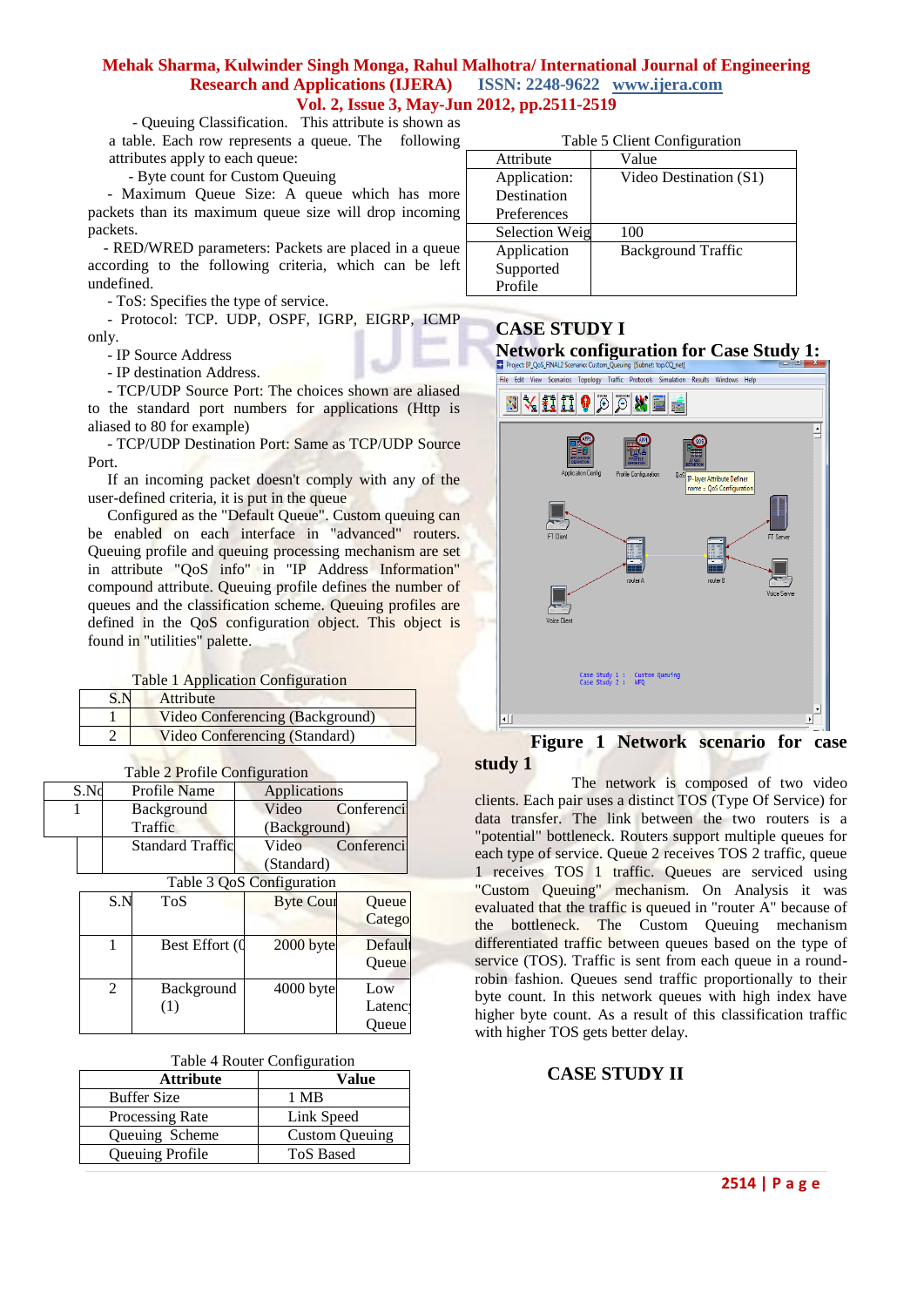- Queuing Classification. This attribute is shown as a table. Each row represents a queue. The following attributes apply to each queue:

- Byte count for Custom Queuing

- Maximum Queue Size: A queue which has more packets than its maximum queue size will drop incoming packets.

- RED/WRED parameters: Packets are placed in a queue according to the following criteria, which can be left undefined.

- ToS: Specifies the type of service.

- Protocol: TCP. UDP, OSPF, IGRP, EIGRP, ICMP only.

- IP Source Address

- IP destination Address.

- TCP/UDP Source Port: The choices shown are aliased to the standard port numbers for applications (Http is aliased to 80 for example)

- TCP/UDP Destination Port: Same as TCP/UDP Source Port.

If an incoming packet doesn't comply with any of the user-defined criteria, it is put in the queue

Configured as the "Default Queue". Custom queuing can be enabled on each interface in "advanced" routers. Queuing profile and queuing processing mechanism are set in attribute "QoS info" in "IP Address Information" compound attribute. Queuing profile defines the number of queues and the classification scheme. Queuing profiles are defined in the QoS configuration object. This object is found in "utilities" palette.

Table 1 Application Configuration

| S.N | Attribute |
|---|---|
| 1 | Video Conferencing (Background) |
| 2 | Video Conferencing (Standard) |

Table 2 Profile Configuration

| S.No | Profile Name | Applications |
|---|---|---|
| 1 | Background Traffic | Video Conferencing (Background) |
| | Standard Traffic | Video Conferencing (Standard) |

Table 3 QoS Configuration

| S.N | ToS | Byte Count | Queue Category |
|---|---|---|---|
| 1 | Best Effort (0) | 2000 bytes | Default Queue |
| 2 | Background (1) | 4000 bytes | Low Latency Queue |

Table 4 Router Configuration

| Attribute | Value |
|---|---|
| Buffer Size | 1 MB |
| Processing Rate | Link Speed |
| Queuing Scheme | Custom Queuing |
| Queuing Profile | ToS Based |

Table 5 Client Configuration

| Attribute | Value |
|---|---|
| Application: Destination Preferences | Video Destination (S1) |
| Selection Weight | 100 |
| Application Supported Profile | Background Traffic |

## CASE STUDY I

### Network configuration for Case Study 1:

**Figure 1 Network scenario for case study 1**

The network is composed of two video clients. Each pair uses a distinct TOS (Type Of Service) for data transfer. The link between the two routers is a "potential" bottleneck. Routers support multiple queues for each type of service. Queue 2 receives TOS 2 traffic, queue 1 receives TOS 1 traffic. Queues are serviced using "Custom Queuing" mechanism. On Analysis it was evaluated that the traffic is queued in "router A" because of the bottleneck. The Custom Queuing mechanism differentiated traffic between queues based on the type of service (TOS). Traffic is sent from each queue in a round-robin fashion. Queues send traffic proportionally to their byte count. In this network queues with high index have higher byte count. As a result of this classification traffic with higher TOS gets better delay.

## CASE STUDY II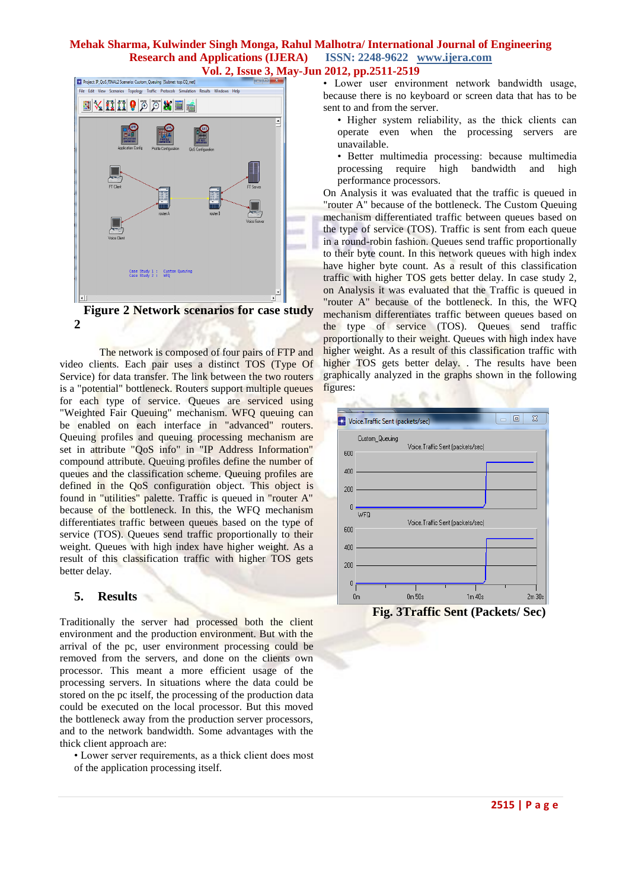Figure 2 Network scenarios for case study 2

The network is composed of four pairs of FTP and video clients. Each pair uses a distinct TOS (Type Of Service) for data transfer. The link between the two routers is a "potential" bottleneck. Routers support multiple queues for each type of service. Queues are serviced using "Weighted Fair Queuing" mechanism. WFQ queuing can be enabled on each interface in "advanced" routers. Queuing profiles and queuing processing mechanism are set in attribute "QoS info" in "IP Address Information" compound attribute. Queuing profiles define the number of queues and the classification scheme. Queuing profiles are defined in the QoS configuration object. This object is found in "utilities" palette. Traffic is queued in "router A" because of the bottleneck. In this, the WFQ mechanism differentiates traffic between queues based on the type of service (TOS). Queues send traffic proportionally to their weight. Queues with high index have higher weight. As a result of this classification traffic with higher TOS gets better delay.

## 5. Results

Traditionally the server had processed both the client environment and the production environment. But with the arrival of the pc, user environment processing could be removed from the servers, and done on the clients own processor. This meant a more efficient usage of the processing servers. In situations where the data could be stored on the pc itself, the processing of the production data could be executed on the local processor. But this moved the bottleneck away from the production server processors, and to the network bandwidth. Some advantages with the thick client approach are:

- Lower server requirements, as a thick client does most of the application processing itself.
- Lower user environment network bandwidth usage, because there is no keyboard or screen data that has to be sent to and from the server.
- Higher system reliability, as the thick clients can operate even when the processing servers are unavailable.
- Better multimedia processing: because multimedia processing require high bandwidth and high performance processors.

On Analysis it was evaluated that the traffic is queued in "router A" because of the bottleneck. The Custom Queuing mechanism differentiated traffic between queues based on the type of service (TOS). Traffic is sent from each queue in a round-robin fashion. Queues send traffic proportionally to their byte count. In this network queues with high index have higher byte count. As a result of this classification traffic with higher TOS gets better delay. In case study 2, on Analysis it was evaluated that the Traffic is queued in "router A" because of the bottleneck. In this, the WFQ mechanism differentiates traffic between queues based on the type of service (TOS). Queues send traffic proportionally to their weight. Queues with high index have higher weight. As a result of this classification traffic with higher TOS gets better delay. . The results have been graphically analyzed in the graphs shown in the following figures:

Fig. 3Traffic Sent (Packets/ Sec)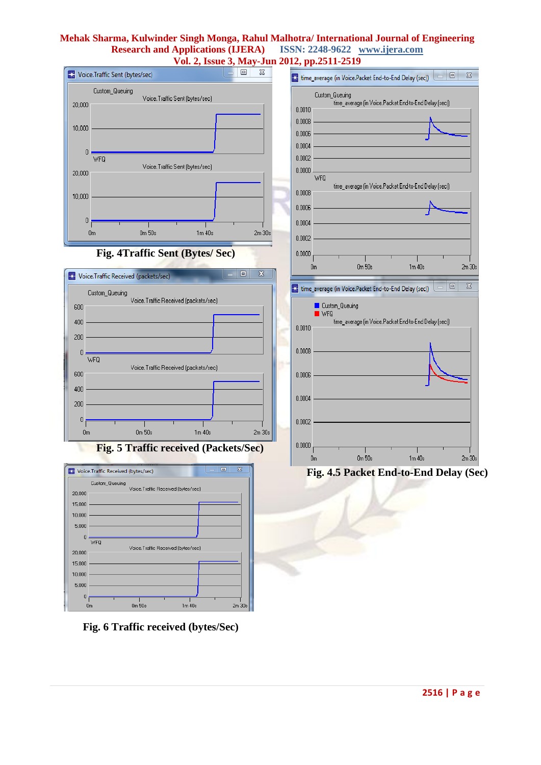Fig. 4Traffic Sent (Bytes/ Sec)

Fig. 5 Traffic received (Packets/Sec)

Fig. 6 Traffic received (bytes/Sec)

Fig. 4.5 Packet End-to-End Delay (Sec)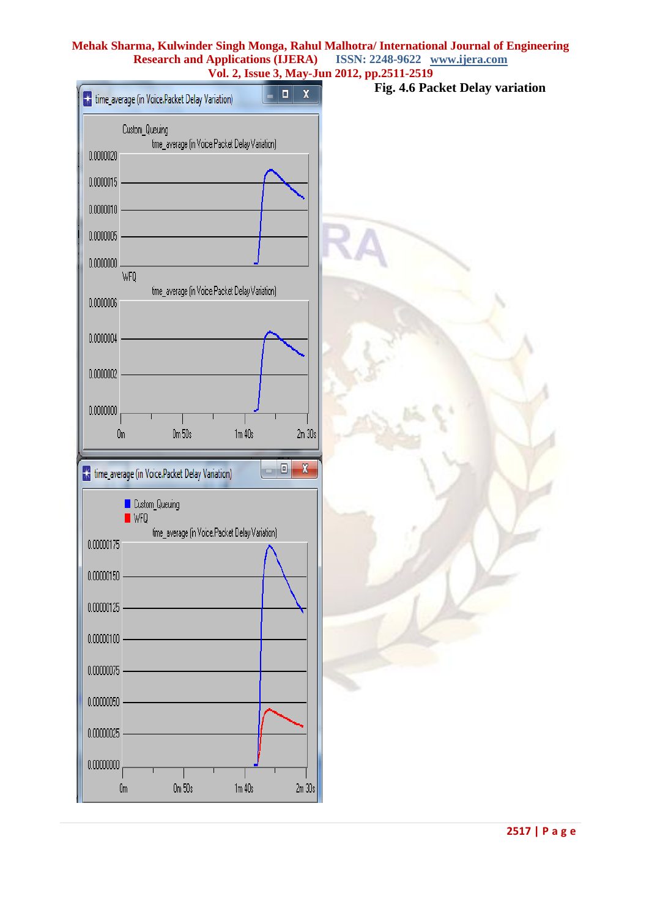**Fig. 4.6 Packet Delay variation**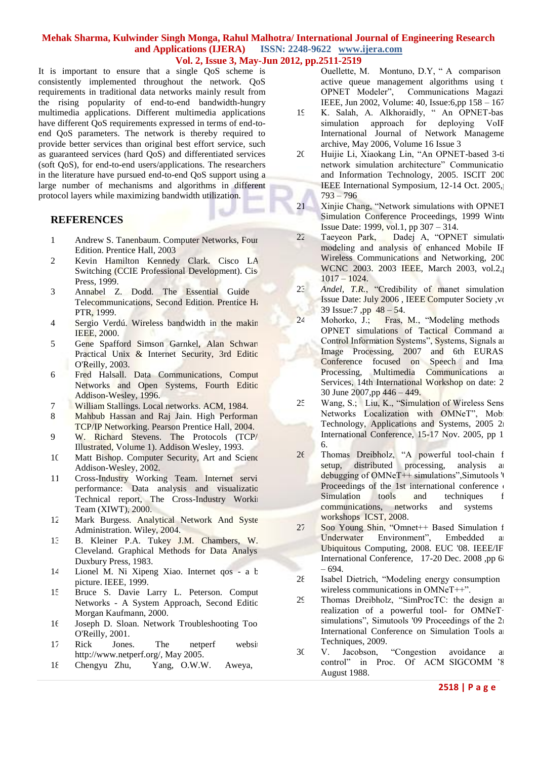It is important to ensure that a single QoS scheme is consistently implemented throughout the network. QoS requirements in traditional data networks mainly result from the rising popularity of end-to-end bandwidth-hungry multimedia applications. Different multimedia applications have different QoS requirements expressed in terms of end-to-end QoS parameters. The network is thereby required to provide better services than original best effort service, such as guaranteed services (hard QoS) and differentiated services (soft QoS), for end-to-end users/applications. The researchers in the literature have pursued end-to-end QoS support using a large number of mechanisms and algorithms in different protocol layers while maximizing bandwidth utilization.

## REFERENCES

1. Andrew S. Tanenbaum. Computer Networks, Four Edition. Prentice Hall, 2003
2. Kevin Hamilton Kennedy Clark. Cisco LA Switching (CCIE Professional Development). Cis Press, 1999.
3. Annabel Z. Dodd. The Essential Guide Telecommunications, Second Edition. Prentice Ha PTR, 1999.
4. Sergio Verdú. Wireless bandwidth in the makin IEEE, 2000.
5. Gene Spafford Simson Garnkel, Alan Schwar Practical Unix & Internet Security, 3rd Editic O'Reilly, 2003.
6. Fred Halsall. Data Communications, Comput Networks and Open Systems, Fourth Editic Addison-Wesley, 1996.
7. William Stallings. Local networks. ACM, 1984.
8. Mahbub Hassan and Raj Jain. High Performan TCP/IP Networking. Pearson Prentice Hall, 2004.
9. W. Richard Stevens. The Protocols (TCP/ Illustrated, Volume 1). Addison Wesley, 1993.
10. Matt Bishop. Computer Security, Art and Scienc Addison-Wesley, 2002.
11. Cross-Industry Working Team. Internet servi performance: Data analysis and visualizatio Technical report, The Cross-Industry Workin Team (XIWT), 2000.
12. Mark Burgess. Analytical Network And Syste Administration. Wiley, 2004.
13. B. Kleiner P.A. Tukey J.M. Chambers, W. Cleveland. Graphical Methods for Data Analys Duxbury Press, 1983.
14. Lionel M. Ni Xipeng Xiao. Internet qos - a b picture. IEEE, 1999.
15. Bruce S. Davie Larry L. Peterson. Comput Networks - A System Approach, Second Editic Morgan Kaufmann, 2000.
16. Joseph D. Sloan. Network Troubleshooting Too O'Reilly, 2001.
17. Rick Jones. The netperf websi http://www.netperf.org/, May 2005.
18. Chengyu Zhu, Yang, O.W.W. Aweya, Ouellette, M. Montuno, D.Y, " A comparison active queue management algorithms using t OPNET Modeler", Communications Magazi IEEE, Jun 2002, Volume: 40, Issue:6,pp 158 – 167
19. K. Salah, A. Alkhoraidly, " An OPNET-bas simulation approach for deploying VoIF International Journal of Network Manageme archive, May 2006, Volume 16 Issue 3
20. Huijie Li, Xiaokang Lin, "An OPNET-based 3-ti network simulation architecture" Communicatio and Information Technology, 2005. ISCIT 200 IEEE International Symposium, 12-14 Oct. 2005, 793 – 796
21. Xinjie Chang, "Network simulations with OPNET Simulation Conference Proceedings, 1999 Wint Issue Date: 1999, vol.1, pp 307 – 314.
22. Taeyeon Park, Dadej A, "OPNET simulati modeling and analysis of enhanced Mobile IF Wireless Communications and Networking, 200 WCNC 2003. 2003 IEEE, March 2003, vol.2, 1017 – 1024.
23. *Andel, T.R.*, "Credibility of manet simulation Issue Date: July 2006 , IEEE Computer Society ,vo 39 Issue:7 ,pp 48 – 54.
24. Mohorko, J.; Fras, M., "Modeling methods OPNET simulations of Tactical Command a Control Information Systems", Systems, Signals a Image Processing, 2007 and 6th EURAS Conference focused on Speech and Ima Processing, Multimedia Communications a Services, 14th International Workshop on date: 2 30 June 2007,pp 446 – 449.
25. Wang, S.; Liu, K., "Simulation of Wireless Sens Networks Localization with OMNeT", Mob Technology, Applications and Systems, 2005 2 International Conference, 15-17 Nov. 2005, pp 1 6.
26. Thomas Dreibholz, "A powerful tool-chain f setup, distributed processing, analysis a debugging of OMNeT++ simulations",Simutools ' Proceedings of the 1st international conference Simulation tools and techniques f communications, networks and systems workshops ICST, 2008.
27. Soo Young Shin, "Omnet++ Based Simulation f Underwater Environment", Embedded a Ubiquitous Computing, 2008. EUC '08. IEEE/IF International Conference, 17-20 Dec. 2008 ,pp 6 – 694.
28. Isabel Dietrich, "Modeling energy consumption wireless communications in OMNeT++".
29. Thomas Dreibholz, "SimProcTC: the design a realization of a powerful tool- for OMNeT simulations", Simutools '09 Proceedings of the 2 International Conference on Simulation Tools a Techniques, 2009.
30. V. Jacobson, "Congestion avoidance a control" in Proc. Of ACM SIGCOMM '8 August 1988.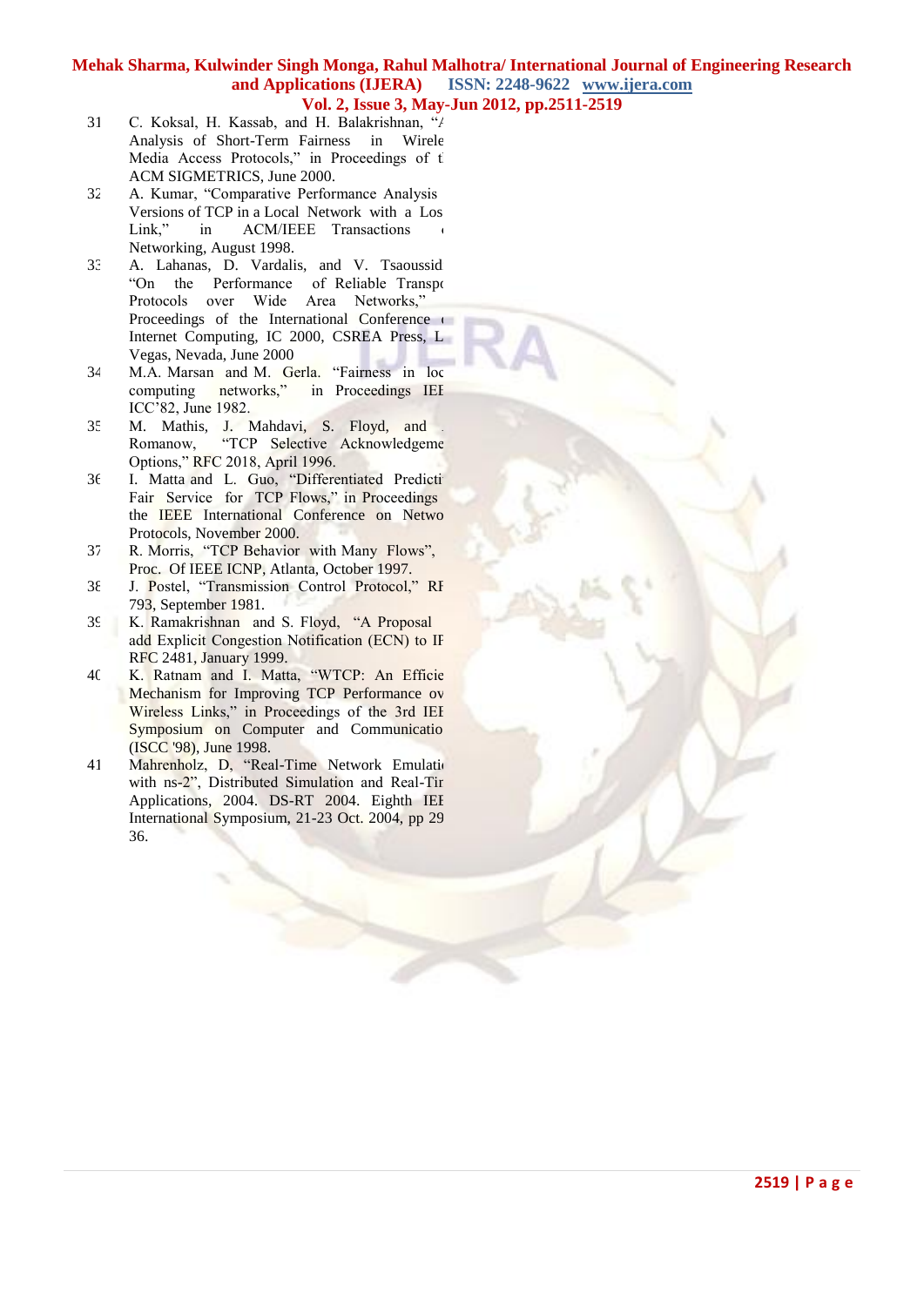31 C. Koksal, H. Kassab, and H. Balakrishnan, "A Analysis of Short-Term Fairness in Wirele Media Access Protocols," in Proceedings of t ACM SIGMETRICS, June 2000.

32 A. Kumar, "Comparative Performance Analysis Versions of TCP in a Local Network with a Los Link," in ACM/IEEE Transactions Networking, August 1998.

33 A. Lahanas, D. Vardalis, and V. Tsaoussid "On the Performance of Reliable Transpo Protocols over Wide Area Networks," Proceedings of the International Conference Internet Computing, IC 2000, CSREA Press, L Vegas, Nevada, June 2000

34 M.A. Marsan and M. Gerla. "Fairness in loc computing networks," in Proceedings IEE ICC'82, June 1982.

35 M. Mathis, J. Mahdavi, S. Floyd, and Romanow, "TCP Selective Acknowledgeme Options," RFC 2018, April 1996.

36 I. Matta and L. Guo, "Differentiated Predicti Fair Service for TCP Flows," in Proceedings the IEEE International Conference on Netwo Protocols, November 2000.

37 R. Morris, "TCP Behavior with Many Flows", Proc. Of IEEE ICNP, Atlanta, October 1997.

38 J. Postel, "Transmission Control Protocol," RF 793, September 1981.

39 K. Ramakrishnan and S. Floyd, "A Proposal add Explicit Congestion Notification (ECN) to IF RFC 2481, January 1999.

40 K. Ratnam and I. Matta, "WTCP: An Efficie Mechanism for Improving TCP Performance ov Wireless Links," in Proceedings of the 3rd IEE Symposium on Computer and Communicatio (ISCC '98), June 1998.

41 Mahrenholz, D, "Real-Time Network Emulati with ns-2", Distributed Simulation and Real-Tir Applications, 2004. DS-RT 2004. Eighth IEE International Symposium, 21-23 Oct. 2004, pp 29 36.